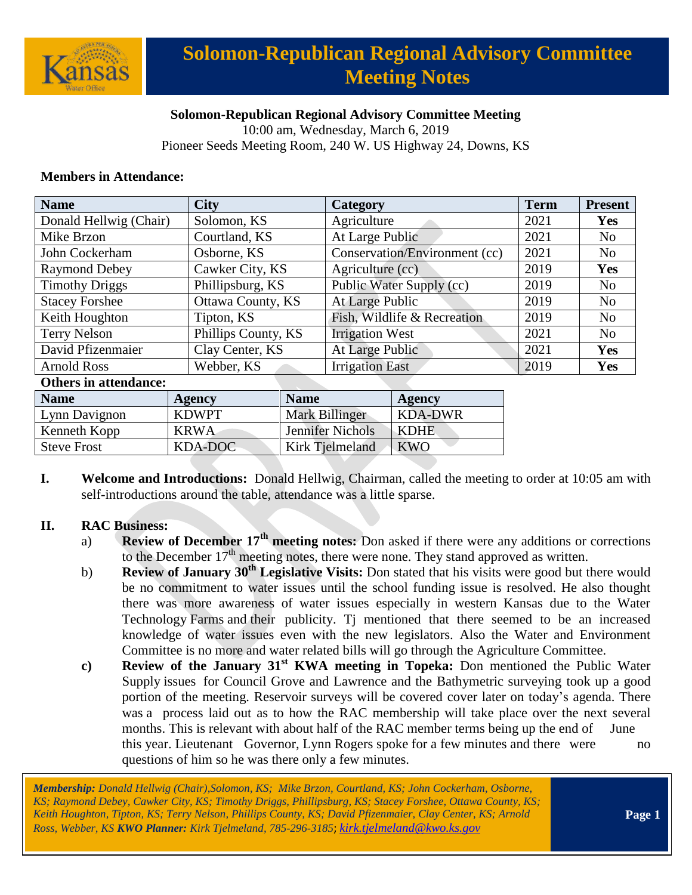# Solomon-Republican Regional Advisory Committee Meeting Notes

**Solomon-Republican Regional Advisory Committee Meeting**
10:00 am, Wednesday, March 6, 2019
Pioneer Seeds Meeting Room, 240 W. US Highway 24, Downs, KS

**Members in Attendance:**

| Name | City | Category | Term | Present |
|---|---|---|---|---|
| Donald Hellwig (Chair) | Solomon, KS | Agriculture | 2021 | **Yes** |
| Mike Brzon | Courtland, KS | At Large Public | 2021 | No |
| John Cockerham | Osborne, KS | Conservation/Environment (cc) | 2021 | No |
| Raymond Debey | Cawker City, KS | Agriculture (cc) | 2019 | **Yes** |
| Timothy Driggs | Phillipsburg, KS | Public Water Supply (cc) | 2019 | No |
| Stacey Forshee | Ottawa County, KS | At Large Public | 2019 | No |
| Keith Houghton | Tipton, KS | Fish, Wildlife & Recreation | 2019 | No |
| Terry Nelson | Phillips County, KS | Irrigation West | 2021 | No |
| David Pfizenmaier | Clay Center, KS | At Large Public | 2021 | **Yes** |
| Arnold Ross | Webber, KS | Irrigation East | 2019 | **Yes** |

**Others in attendance:**

| Name | Agency | Name | Agency |
|---|---|---|---|
| Lynn Davignon | KDWPT | Mark Billinger | KDA-DWR |
| Kenneth Kopp | KRWA | Jennifer Nichols | KDHE |
| Steve Frost | KDA-DOC | Kirk Tjelmeland | KWO |

**I. Welcome and Introductions:** Donald Hellwig, Chairman, called the meeting to order at 10:05 am with self-introductions around the table, attendance was a little sparse.

**II. RAC Business:**

a) **Review of December 17th meeting notes:** Don asked if there were any additions or corrections to the December 17th meeting notes, there were none. They stand approved as written.

b) **Review of January 30th Legislative Visits:** Don stated that his visits were good but there would be no commitment to water issues until the school funding issue is resolved. He also thought there was more awareness of water issues especially in western Kansas due to the Water Technology Farms and their publicity. Tj mentioned that there seemed to be an increased knowledge of water issues even with the new legislators. Also the Water and Environment Committee is no more and water related bills will go through the Agriculture Committee.

**c) Review of the January 31st KWA meeting in Topeka:** Don mentioned the Public Water Supply issues for Council Grove and Lawrence and the Bathymetric surveying took up a good portion of the meeting. Reservoir surveys will be covered cover later on today's agenda. There was a process laid out as to how the RAC membership will take place over the next several months. This is relevant with about half of the RAC member terms being up the end of June this year. Lieutenant Governor, Lynn Rogers spoke for a few minutes and there were no questions of him so he was there only a few minutes.

*Membership: Donald Hellwig (Chair),Solomon, KS; Mike Brzon, Courtland, KS; John Cockerham, Osborne, KS; Raymond Debey, Cawker City, KS; Timothy Driggs, Phillipsburg, KS; Stacey Forshee, Ottawa County, KS; Keith Houghton, Tipton, KS; Terry Nelson, Phillips County, KS; David Pfizenmaier, Clay Center, KS; Arnold Ross, Webber, KS* ***KWO Planner:*** *Kirk Tjelmeland, 785-296-3185; kirk.tjelmeland@kwo.ks.gov*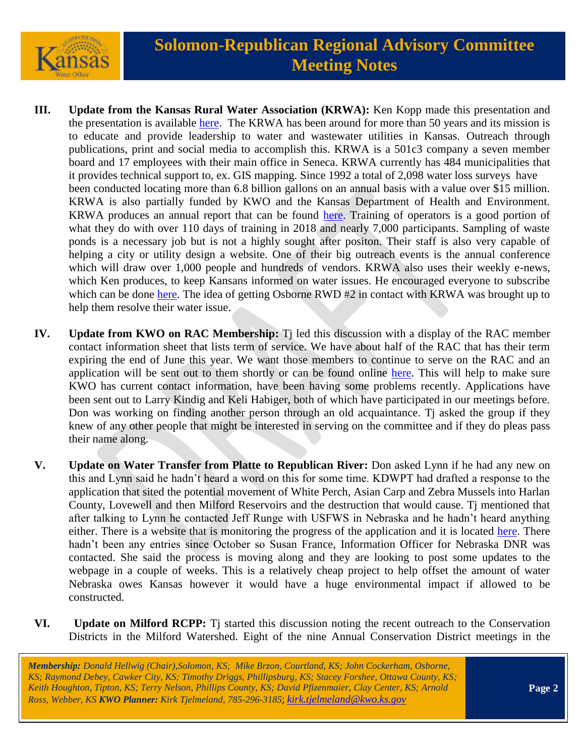**III. Update from the Kansas Rural Water Association (KRWA):** Ken Kopp made this presentation and the presentation is available here. The KRWA has been around for more than 50 years and its mission is to educate and provide leadership to water and wastewater utilities in Kansas. Outreach through publications, print and social media to accomplish this. KRWA is a 501c3 company a seven member board and 17 employees with their main office in Seneca. KRWA currently has 484 municipalities that it provides technical support to, ex. GIS mapping. Since 1992 a total of 2,098 water loss surveys have been conducted locating more than 6.8 billion gallons on an annual basis with a value over $15 million. KRWA is also partially funded by KWO and the Kansas Department of Health and Environment. KRWA produces an annual report that can be found here. Training of operators is a good portion of what they do with over 110 days of training in 2018 and nearly 7,000 participants. Sampling of waste ponds is a necessary job but is not a highly sought after positon. Their staff is also very capable of helping a city or utility design a website. One of their big outreach events is the annual conference which will draw over 1,000 people and hundreds of vendors. KRWA also uses their weekly e-news, which Ken produces, to keep Kansans informed on water issues. He encouraged everyone to subscribe which can be done here. The idea of getting Osborne RWD #2 in contact with KRWA was brought up to help them resolve their water issue.

**IV. Update from KWO on RAC Membership:** Tj led this discussion with a display of the RAC member contact information sheet that lists term of service. We have about half of the RAC that has their term expiring the end of June this year. We want those members to continue to serve on the RAC and an application will be sent out to them shortly or can be found online here. This will help to make sure KWO has current contact information, have been having some problems recently. Applications have been sent out to Larry Kindig and Keli Habiger, both of which have participated in our meetings before. Don was working on finding another person through an old acquaintance. Tj asked the group if they knew of any other people that might be interested in serving on the committee and if they do pleas pass their name along.

**V. Update on Water Transfer from Platte to Republican River:** Don asked Lynn if he had any new on this and Lynn said he hadn't heard a word on this for some time. KDWPT had drafted a response to the application that sited the potential movement of White Perch, Asian Carp and Zebra Mussels into Harlan County, Lovewell and then Milford Reservoirs and the destruction that would cause. Tj mentioned that after talking to Lynn he contacted Jeff Runge with USFWS in Nebraska and he hadn't heard anything either. There is a website that is monitoring the progress of the application and it is located here. There hadn't been any entries since October so Susan France, Information Officer for Nebraska DNR was contacted. She said the process is moving along and they are looking to post some updates to the webpage in a couple of weeks. This is a relatively cheap project to help offset the amount of water Nebraska owes Kansas however it would have a huge environmental impact if allowed to be constructed.

**VI. Update on Milford RCPP:** Tj started this discussion noting the recent outreach to the Conservation Districts in the Milford Watershed. Eight of the nine Annual Conservation District meetings in the

*Membership: Donald Hellwig (Chair),Solomon, KS; Mike Brzon, Courtland, KS; John Cockerham, Osborne, KS; Raymond Debey, Cawker City, KS; Timothy Driggs, Phillipsburg, KS; Stacey Forshee, Ottawa County, KS; Keith Houghton, Tipton, KS; Terry Nelson, Phillips County, KS; David Pfizenmaier, Clay Center, KS; Arnold Ross, Webber, KS* ***KWO Planner:*** *Kirk Tjelmeland, 785-296-3185; kirk.tjelmeland@kwo.ks.gov*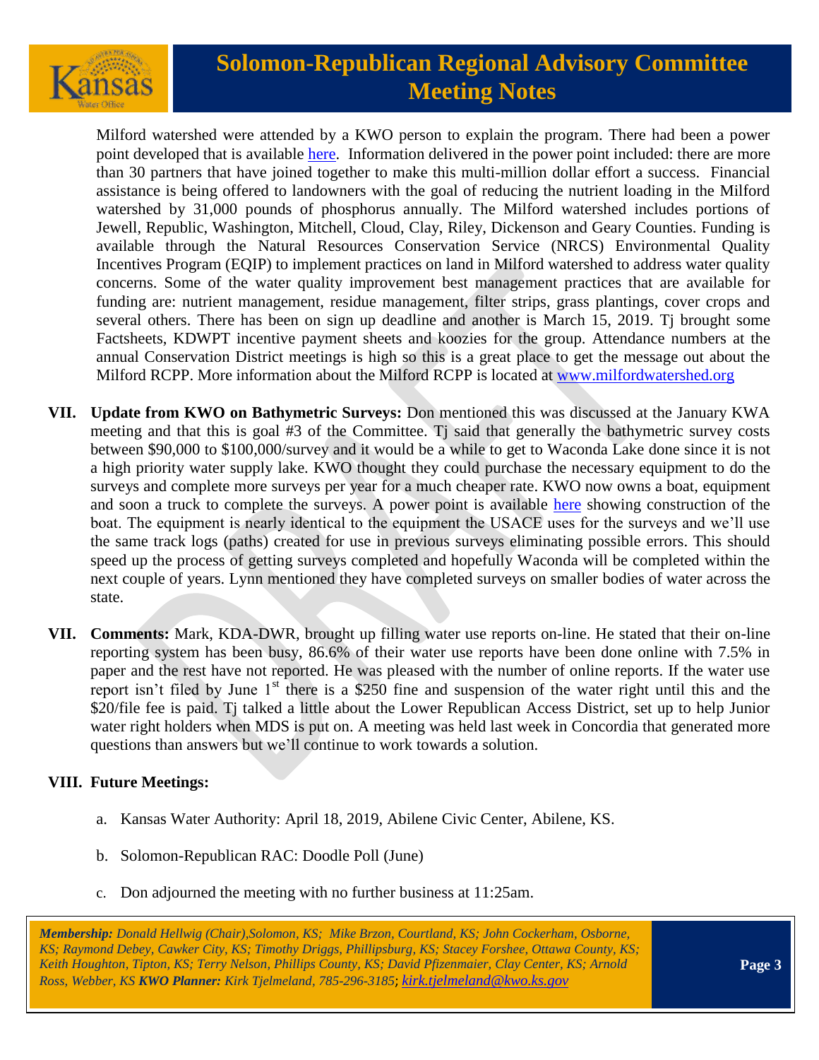Milford watershed were attended by a KWO person to explain the program. There had been a power point developed that is available [here](). Information delivered in the power point included: there are more than 30 partners that have joined together to make this multi-million dollar effort a success. Financial assistance is being offered to landowners with the goal of reducing the nutrient loading in the Milford watershed by 31,000 pounds of phosphorus annually. The Milford watershed includes portions of Jewell, Republic, Washington, Mitchell, Cloud, Clay, Riley, Dickenson and Geary Counties. Funding is available through the Natural Resources Conservation Service (NRCS) Environmental Quality Incentives Program (EQIP) to implement practices on land in Milford watershed to address water quality concerns. Some of the water quality improvement best management practices that are available for funding are: nutrient management, residue management, filter strips, grass plantings, cover crops and several others. There has been on sign up deadline and another is March 15, 2019. Tj brought some Factsheets, KDWPT incentive payment sheets and koozies for the group. Attendance numbers at the annual Conservation District meetings is high so this is a great place to get the message out about the Milford RCPP. More information about the Milford RCPP is located at [www.milfordwatershed.org](www.milfordwatershed.org)

**VII. Update from KWO on Bathymetric Surveys:** Don mentioned this was discussed at the January KWA meeting and that this is goal #3 of the Committee. Tj said that generally the bathymetric survey costs between $90,000 to $100,000/survey and it would be a while to get to Waconda Lake done since it is not a high priority water supply lake. KWO thought they could purchase the necessary equipment to do the surveys and complete more surveys per year for a much cheaper rate. KWO now owns a boat, equipment and soon a truck to complete the surveys. A power point is available [here]() showing construction of the boat. The equipment is nearly identical to the equipment the USACE uses for the surveys and we'll use the same track logs (paths) created for use in previous surveys eliminating possible errors. This should speed up the process of getting surveys completed and hopefully Waconda will be completed within the next couple of years. Lynn mentioned they have completed surveys on smaller bodies of water across the state.

**VII. Comments:** Mark, KDA-DWR, brought up filling water use reports on-line. He stated that their on-line reporting system has been busy, 86.6% of their water use reports have been done online with 7.5% in paper and the rest have not reported. He was pleased with the number of online reports. If the water use report isn't filed by June 1st there is a $250 fine and suspension of the water right until this and the $20/file fee is paid. Tj talked a little about the Lower Republican Access District, set up to help Junior water right holders when MDS is put on. A meeting was held last week in Concordia that generated more questions than answers but we'll continue to work towards a solution.

**VIII. Future Meetings:**

a. Kansas Water Authority: April 18, 2019, Abilene Civic Center, Abilene, KS.

b. Solomon-Republican RAC: Doodle Poll (June)

c. Don adjourned the meeting with no further business at 11:25am.

***Membership:*** *Donald Hellwig (Chair), Solomon, KS; Mike Brzon, Courtland, KS; John Cockerham, Osborne, KS; Raymond Debey, Cawker City, KS; Timothy Driggs, Phillipsburg, KS; Stacey Forshee, Ottawa County, KS; Keith Houghton, Tipton, KS; Terry Nelson, Phillips County, KS; David Pfizenmaier, Clay Center, KS; Arnold Ross, Webber, KS* ***KWO Planner:*** *Kirk Tjelmeland, 785-296-3185; [kirk.tjelmeland@kwo.ks.gov](mailto:kirk.tjelmeland@kwo.ks.gov)*